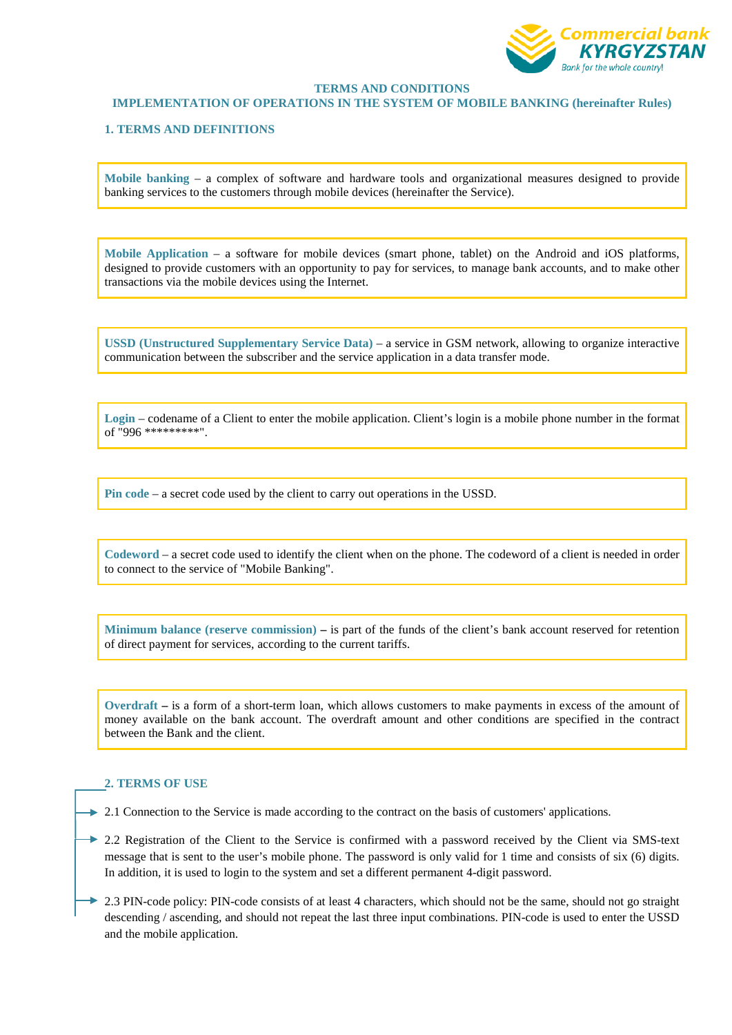# TERMS AND CONDITIONS
# IMPLEMENTATION OF OPERATIONS IN THE SYSTEM OF MOBILE BANKING (hereinafter Rules)

## 1. TERMS AND DEFINITIONS

**Mobile banking** – a complex of software and hardware tools and organizational measures designed to provide banking services to the customers through mobile devices (hereinafter the Service).

**Mobile Application** – a software for mobile devices (smart phone, tablet) on the Android and iOS platforms, designed to provide customers with an opportunity to pay for services, to manage bank accounts, and to make other transactions via the mobile devices using the Internet.

**USSD (Unstructured Supplementary Service Data)** – a service in GSM network, allowing to organize interactive communication between the subscriber and the service application in a data transfer mode.

**Login** – codename of a Client to enter the mobile application. Client's login is a mobile phone number in the format of "996 *********".

**Pin code** – a secret code used by the client to carry out operations in the USSD.

**Codeword** – a secret code used to identify the client when on the phone. The codeword of a client is needed in order to connect to the service of "Mobile Banking".

**Minimum balance (reserve commission)** – is part of the funds of the client's bank account reserved for retention of direct payment for services, according to the current tariffs.

**Overdraft** – is a form of a short-term loan, which allows customers to make payments in excess of the amount of money available on the bank account. The overdraft amount and other conditions are specified in the contract between the Bank and the client.

## 2. TERMS OF USE

2.1 Connection to the Service is made according to the contract on the basis of customers' applications.

2.2 Registration of the Client to the Service is confirmed with a password received by the Client via SMS-text message that is sent to the user's mobile phone. The password is only valid for 1 time and consists of six (6) digits. In addition, it is used to login to the system and set a different permanent 4-digit password.

2.3 PIN-code policy: PIN-code consists of at least 4 characters, which should not be the same, should not go straight descending / ascending, and should not repeat the last three input combinations. PIN-code is used to enter the USSD and the mobile application.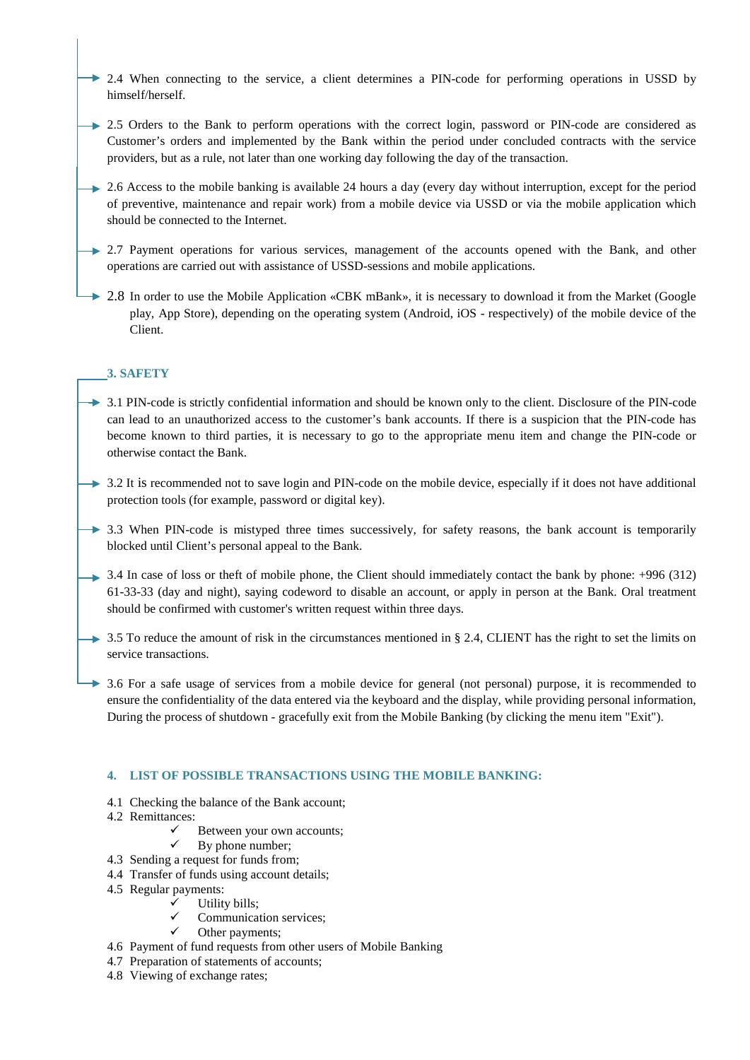2.4 When connecting to the service, a client determines a PIN-code for performing operations in USSD by himself/herself.

2.5 Orders to the Bank to perform operations with the correct login, password or PIN-code are considered as Customer's orders and implemented by the Bank within the period under concluded contracts with the service providers, but as a rule, not later than one working day following the day of the transaction.

2.6 Access to the mobile banking is available 24 hours a day (every day without interruption, except for the period of preventive, maintenance and repair work) from a mobile device via USSD or via the mobile application which should be connected to the Internet.

2.7 Payment operations for various services, management of the accounts opened with the Bank, and other operations are carried out with assistance of USSD-sessions and mobile applications.

2.8 In order to use the Mobile Application «CBK mBank», it is necessary to download it from the Market (Google play, App Store), depending on the operating system (Android, iOS - respectively) of the mobile device of the Client.

## 3. SAFETY

3.1 PIN-code is strictly confidential information and should be known only to the client. Disclosure of the PIN-code can lead to an unauthorized access to the customer's bank accounts. If there is a suspicion that the PIN-code has become known to third parties, it is necessary to go to the appropriate menu item and change the PIN-code or otherwise contact the Bank.

3.2 It is recommended not to save login and PIN-code on the mobile device, especially if it does not have additional protection tools (for example, password or digital key).

3.3 When PIN-code is mistyped three times successively, for safety reasons, the bank account is temporarily blocked until Client's personal appeal to the Bank.

3.4 In case of loss or theft of mobile phone, the Client should immediately contact the bank by phone: +996 (312) 61-33-33 (day and night), saying codeword to disable an account, or apply in person at the Bank. Oral treatment should be confirmed with customer's written request within three days.

3.5 To reduce the amount of risk in the circumstances mentioned in § 2.4, CLIENT has the right to set the limits on service transactions.

3.6 For a safe usage of services from a mobile device for general (not personal) purpose, it is recommended to ensure the confidentiality of the data entered via the keyboard and the display, while providing personal information, During the process of shutdown - gracefully exit from the Mobile Banking (by clicking the menu item "Exit").

## 4. LIST OF POSSIBLE TRANSACTIONS USING THE MOBILE BANKING:

4.1 Checking the balance of the Bank account;
4.2 Remittances:
- ✓ Between your own accounts;
- ✓ By phone number;

4.3 Sending a request for funds from;
4.4 Transfer of funds using account details;
4.5 Regular payments:
- ✓ Utility bills;
- ✓ Communication services;
- ✓ Other payments;

4.6 Payment of fund requests from other users of Mobile Banking
4.7 Preparation of statements of accounts;
4.8 Viewing of exchange rates;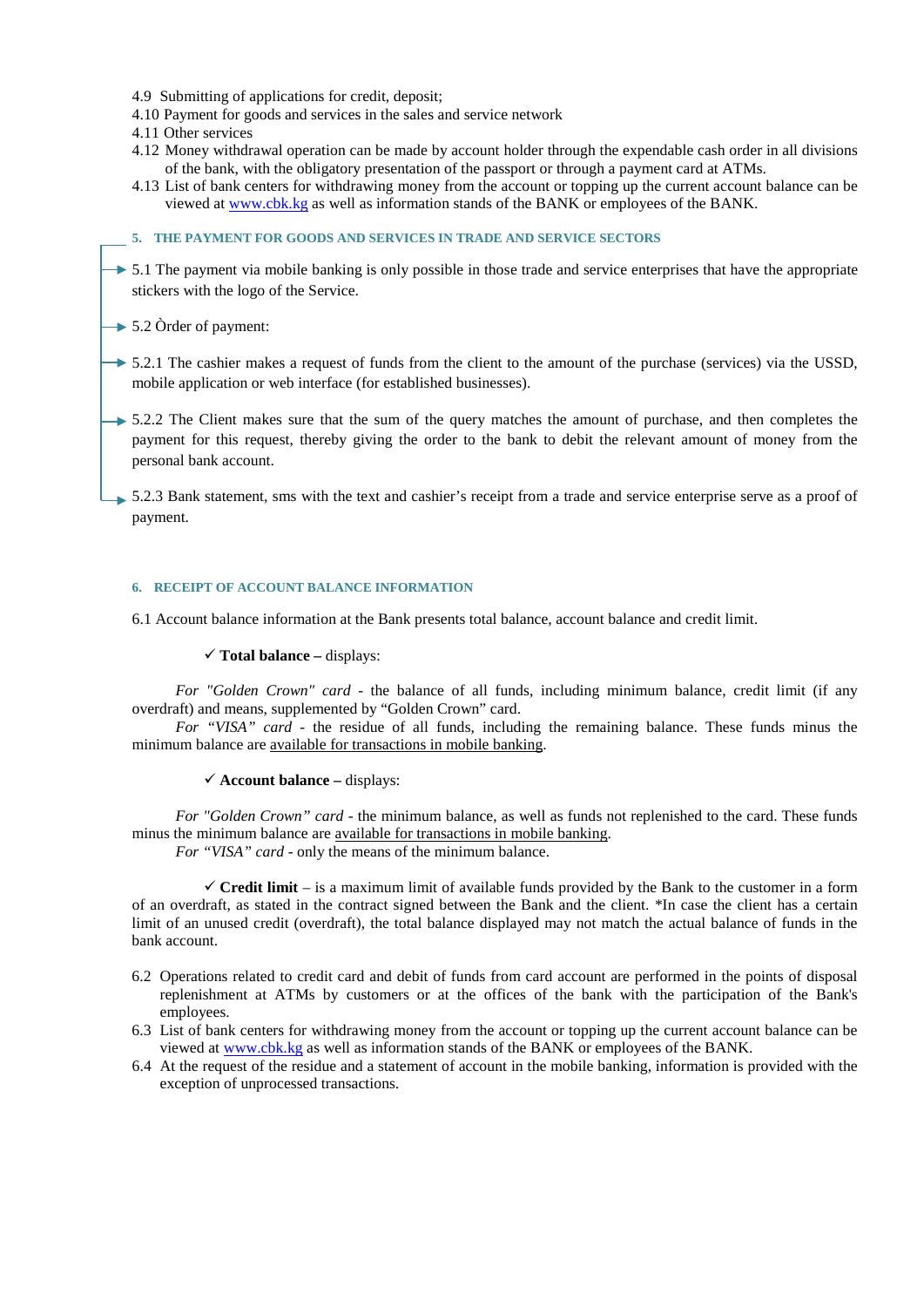4.9 Submitting of applications for credit, deposit;

4.10 Payment for goods and services in the sales and service network

4.11 Other services

4.12 Money withdrawal operation can be made by account holder through the expendable cash order in all divisions of the bank, with the obligatory presentation of the passport or through a payment card at ATMs.

4.13 List of bank centers for withdrawing money from the account or topping up the current account balance can be viewed at www.cbk.kg as well as information stands of the BANK or employees of the BANK.

## 5. THE PAYMENT FOR GOODS AND SERVICES IN TRADE AND SERVICE SECTORS

5.1 The payment via mobile banking is only possible in those trade and service enterprises that have the appropriate stickers with the logo of the Service.

5.2 Òrder of payment:

5.2.1 The cashier makes a request of funds from the client to the amount of the purchase (services) via the USSD, mobile application or web interface (for established businesses).

5.2.2 The Client makes sure that the sum of the query matches the amount of purchase, and then completes the payment for this request, thereby giving the order to the bank to debit the relevant amount of money from the personal bank account.

5.2.3 Bank statement, sms with the text and cashier's receipt from a trade and service enterprise serve as a proof of payment.

## 6. RECEIPT OF ACCOUNT BALANCE INFORMATION

6.1 Account balance information at the Bank presents total balance, account balance and credit limit.

✓ **Total balance –** displays:

*For "Golden Crown" card* - the balance of all funds, including minimum balance, credit limit (if any overdraft) and means, supplemented by "Golden Crown" card.

*For "VISA" card* - the residue of all funds, including the remaining balance. These funds minus the minimum balance are available for transactions in mobile banking.

✓ **Account balance –** displays:

*For "Golden Crown" card* - the minimum balance, as well as funds not replenished to the card. These funds minus the minimum balance are available for transactions in mobile banking.

*For "VISA" card* - only the means of the minimum balance.

✓ **Credit limit** – is a maximum limit of available funds provided by the Bank to the customer in a form of an overdraft, as stated in the contract signed between the Bank and the client. *In case the client has a certain limit of an unused credit (overdraft), the total balance displayed may not match the actual balance of funds in the bank account.

6.2 Operations related to credit card and debit of funds from card account are performed in the points of disposal replenishment at ATMs by customers or at the offices of the bank with the participation of the Bank's employees.

6.3 List of bank centers for withdrawing money from the account or topping up the current account balance can be viewed at www.cbk.kg as well as information stands of the BANK or employees of the BANK.

6.4 At the request of the residue and a statement of account in the mobile banking, information is provided with the exception of unprocessed transactions.